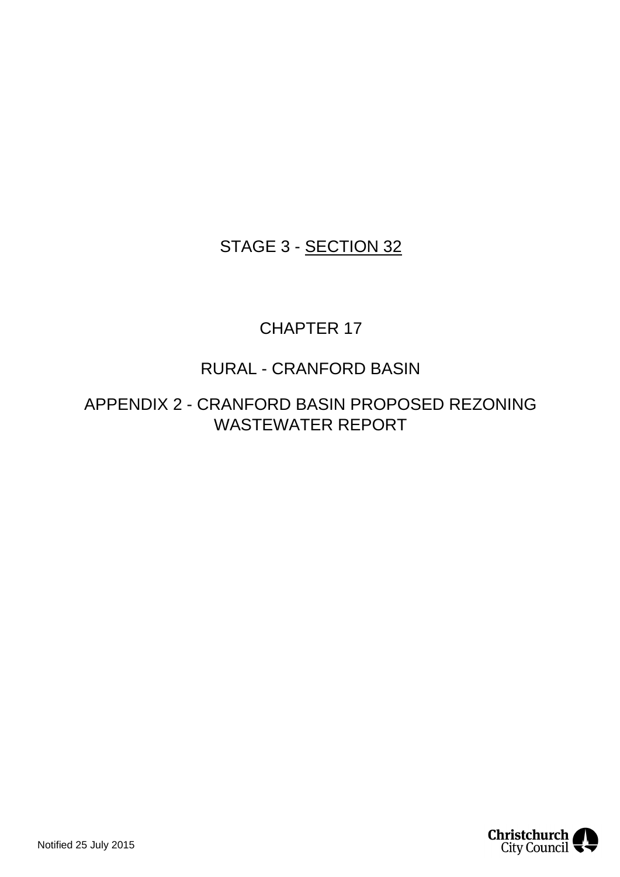STAGE 3 - SECTION 32

CHAPTER 17

RURAL - CRANFORD BASIN

APPENDIX 2 - CRANFORD BASIN PROPOSED REZONING WASTEWATER REPORT

Notified 25 July 2015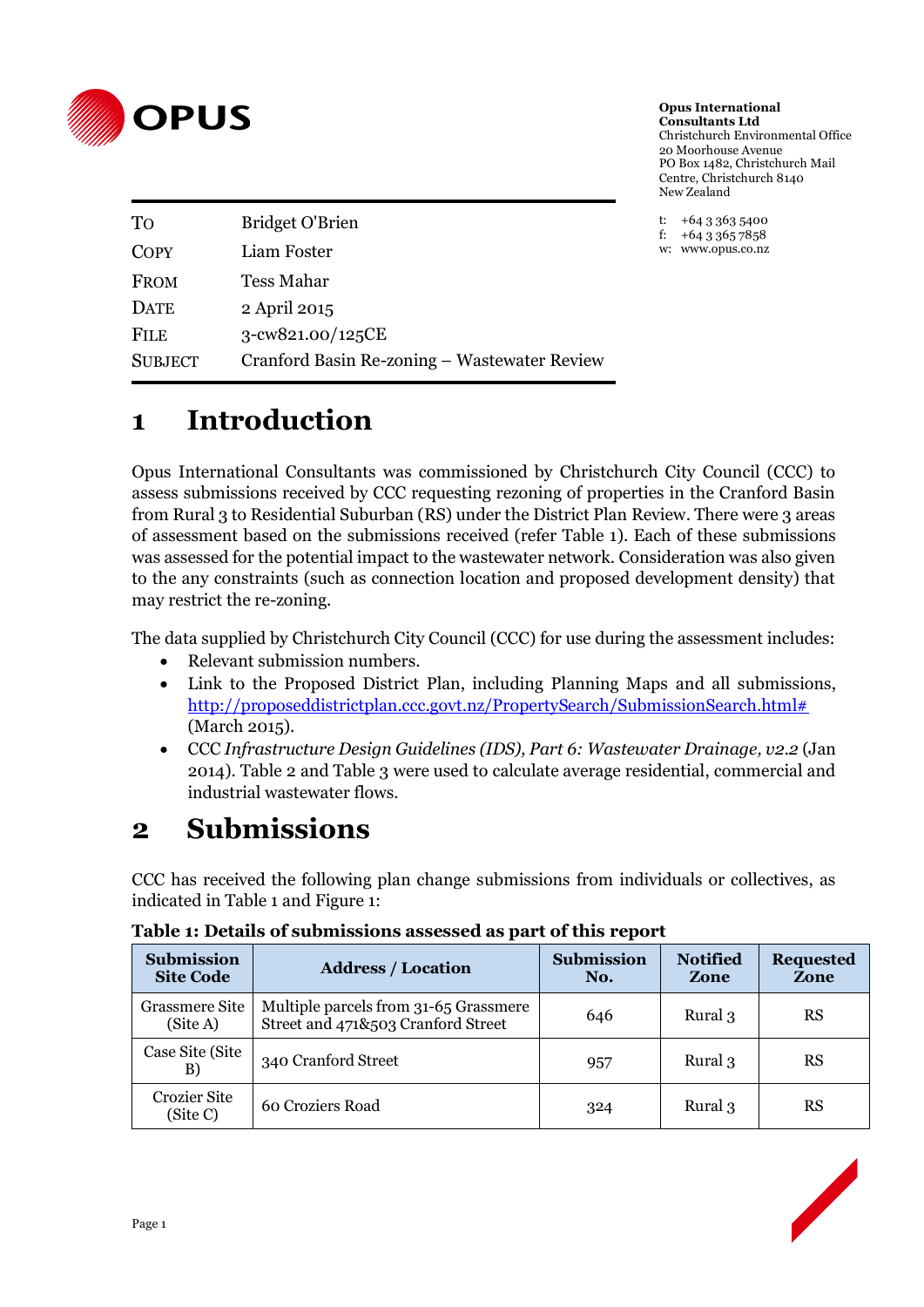**Opus International Consultants Ltd**
Christchurch Environmental Office
20 Moorhouse Avenue
PO Box 1482, Christchurch Mail Centre, Christchurch 8140
New Zealand

t: +64 3 363 5400
f: +64 3 365 7858
w: www.opus.co.nz

| | |
|---|---|
| To | Bridget O'Brien |
| Copy | Liam Foster |
| From | Tess Mahar |
| Date | 2 April 2015 |
| File | 3-cw821.00/125CE |
| Subject | Cranford Basin Re-zoning – Wastewater Review |

# 1 Introduction

Opus International Consultants was commissioned by Christchurch City Council (CCC) to assess submissions received by CCC requesting rezoning of properties in the Cranford Basin from Rural 3 to Residential Suburban (RS) under the District Plan Review. There were 3 areas of assessment based on the submissions received (refer Table 1). Each of these submissions was assessed for the potential impact to the wastewater network. Consideration was also given to the any constraints (such as connection location and proposed development density) that may restrict the re-zoning.

The data supplied by Christchurch City Council (CCC) for use during the assessment includes:

- Relevant submission numbers.
- Link to the Proposed District Plan, including Planning Maps and all submissions, http://proposeddistrictplan.ccc.govt.nz/PropertySearch/SubmissionSearch.html# (March 2015).
- CCC *Infrastructure Design Guidelines (IDS), Part 6: Wastewater Drainage, v2.2* (Jan 2014). Table 2 and Table 3 were used to calculate average residential, commercial and industrial wastewater flows.

# 2 Submissions

CCC has received the following plan change submissions from individuals or collectives, as indicated in Table 1 and Figure 1:

**Table 1: Details of submissions assessed as part of this report**

| Submission Site Code | Address / Location | Submission No. | Notified Zone | Requested Zone |
|---|---|---|---|---|
| Grassmere Site (Site A) | Multiple parcels from 31-65 Grassmere Street and 471&503 Cranford Street | 646 | Rural 3 | RS |
| Case Site (Site B) | 340 Cranford Street | 957 | Rural 3 | RS |
| Crozier Site (Site C) | 60 Croziers Road | 324 | Rural 3 | RS |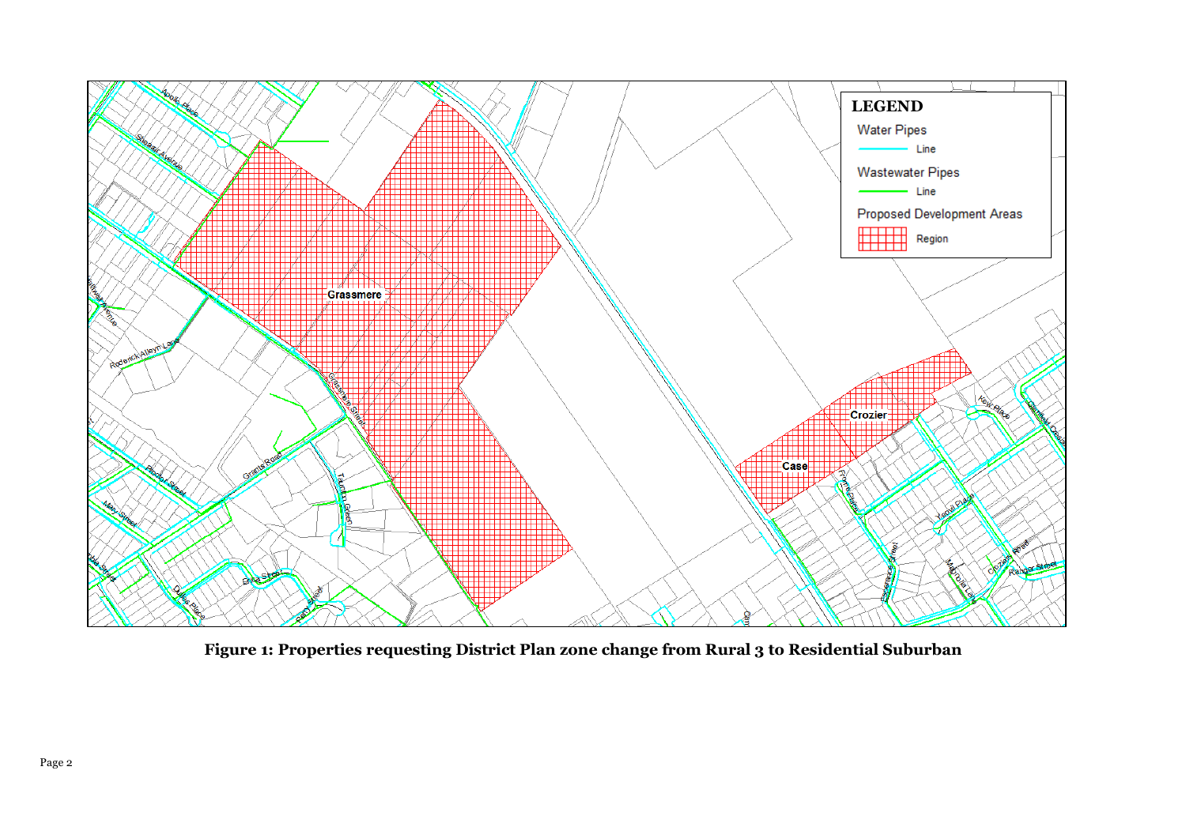**Figure 1: Properties requesting District Plan zone change from Rural 3 to Residential Suburban**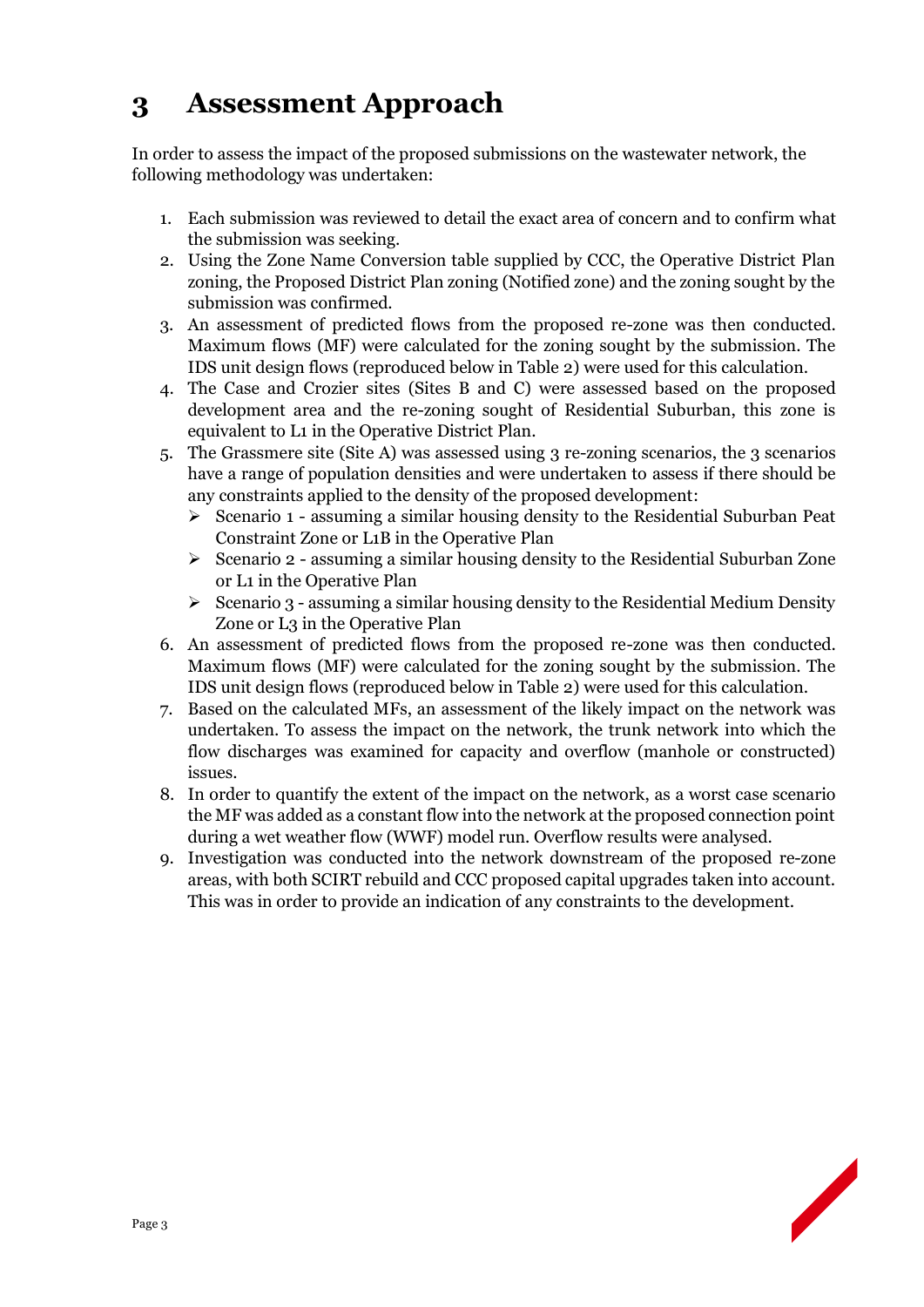# 3 Assessment Approach

In order to assess the impact of the proposed submissions on the wastewater network, the following methodology was undertaken:

1. Each submission was reviewed to detail the exact area of concern and to confirm what the submission was seeking.
2. Using the Zone Name Conversion table supplied by CCC, the Operative District Plan zoning, the Proposed District Plan zoning (Notified zone) and the zoning sought by the submission was confirmed.
3. An assessment of predicted flows from the proposed re-zone was then conducted. Maximum flows (MF) were calculated for the zoning sought by the submission. The IDS unit design flows (reproduced below in Table 2) were used for this calculation.
4. The Case and Crozier sites (Sites B and C) were assessed based on the proposed development area and the re-zoning sought of Residential Suburban, this zone is equivalent to L1 in the Operative District Plan.
5. The Grassmere site (Site A) was assessed using 3 re-zoning scenarios, the 3 scenarios have a range of population densities and were undertaken to assess if there should be any constraints applied to the density of the proposed development:
   - Scenario 1 - assuming a similar housing density to the Residential Suburban Peat Constraint Zone or L1B in the Operative Plan
   - Scenario 2 - assuming a similar housing density to the Residential Suburban Zone or L1 in the Operative Plan
   - Scenario 3 - assuming a similar housing density to the Residential Medium Density Zone or L3 in the Operative Plan
6. An assessment of predicted flows from the proposed re-zone was then conducted. Maximum flows (MF) were calculated for the zoning sought by the submission. The IDS unit design flows (reproduced below in Table 2) were used for this calculation.
7. Based on the calculated MFs, an assessment of the likely impact on the network was undertaken. To assess the impact on the network, the trunk network into which the flow discharges was examined for capacity and overflow (manhole or constructed) issues.
8. In order to quantify the extent of the impact on the network, as a worst case scenario the MF was added as a constant flow into the network at the proposed connection point during a wet weather flow (WWF) model run. Overflow results were analysed.
9. Investigation was conducted into the network downstream of the proposed re-zone areas, with both SCIRT rebuild and CCC proposed capital upgrades taken into account. This was in order to provide an indication of any constraints to the development.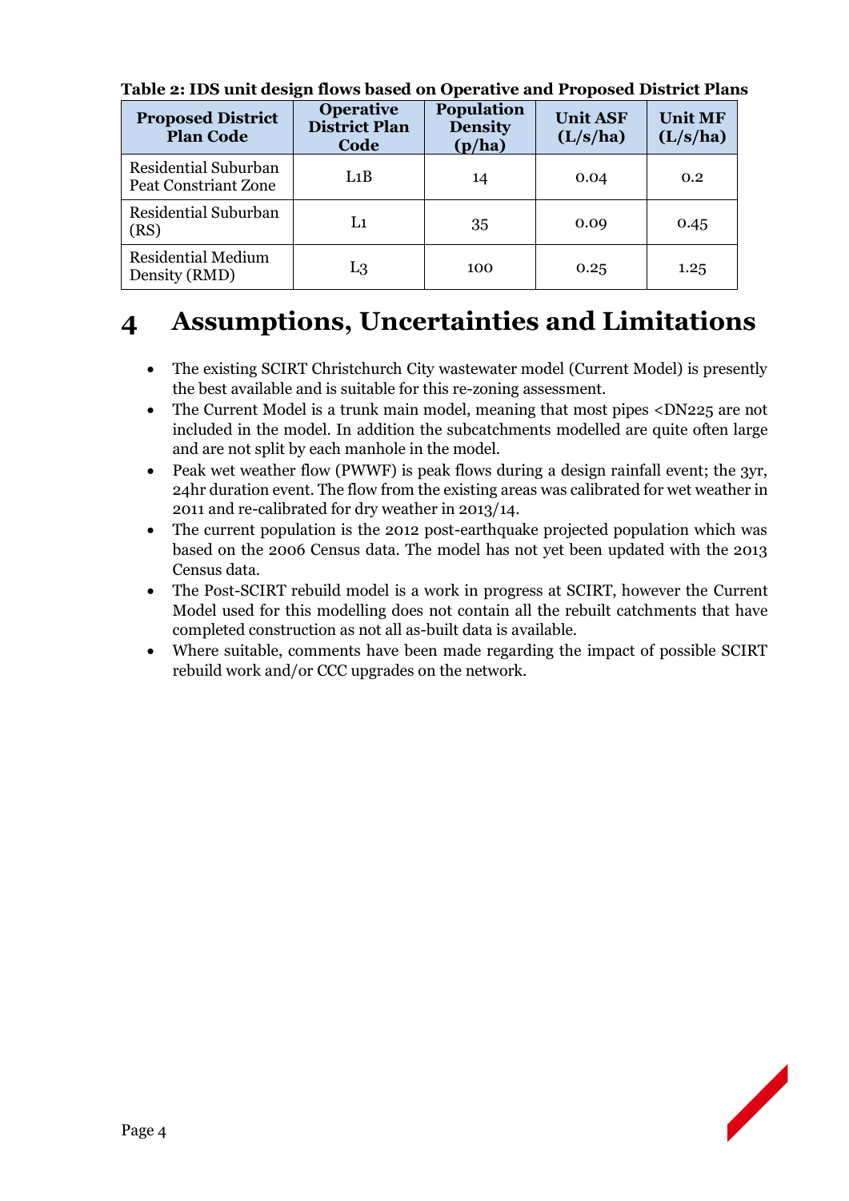**Table 2: IDS unit design flows based on Operative and Proposed District Plans**

| Proposed District Plan Code | Operative District Plan Code | Population Density (p/ha) | Unit ASF (L/s/ha) | Unit MF (L/s/ha) |
|---|---|---|---|---|
| Residential Suburban Peat Constriant Zone | L1B | 14 | 0.04 | 0.2 |
| Residential Suburban (RS) | L1 | 35 | 0.09 | 0.45 |
| Residential Medium Density (RMD) | L3 | 100 | 0.25 | 1.25 |

# 4 Assumptions, Uncertainties and Limitations

- The existing SCIRT Christchurch City wastewater model (Current Model) is presently the best available and is suitable for this re-zoning assessment.
- The Current Model is a trunk main model, meaning that most pipes <DN225 are not included in the model. In addition the subcatchments modelled are quite often large and are not split by each manhole in the model.
- Peak wet weather flow (PWWF) is peak flows during a design rainfall event; the 3yr, 24hr duration event. The flow from the existing areas was calibrated for wet weather in 2011 and re-calibrated for dry weather in 2013/14.
- The current population is the 2012 post-earthquake projected population which was based on the 2006 Census data. The model has not yet been updated with the 2013 Census data.
- The Post-SCIRT rebuild model is a work in progress at SCIRT, however the Current Model used for this modelling does not contain all the rebuilt catchments that have completed construction as not all as-built data is available.
- Where suitable, comments have been made regarding the impact of possible SCIRT rebuild work and/or CCC upgrades on the network.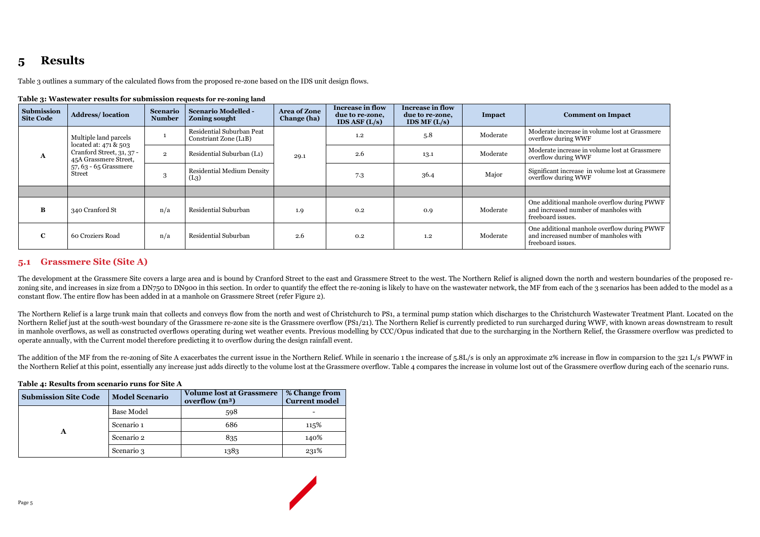# 5 Results

Table 3 outlines a summary of the calculated flows from the proposed re-zone based on the IDS unit design flows.

**Table 3: Wastewater results for submission requests for re-zoning land**

| Submission Site Code | Address/ location | Scenario Number | Scenario Modelled - Zoning sought | Area of Zone Change (ha) | Increase in flow due to re-zone, IDS ASF (L/s) | Increase in flow due to re-zone, IDS MF (L/s) | Impact | Comment on Impact |
|---|---|---|---|---|---|---|---|---|
| A | Multiple land parcels located at: 471 & 503 Cranford Street, 31, 37 - 45A Grassmere Street, 57, 63 - 65 Grassmere Street | 1 | Residential Suburban Peat Constriant Zone (L1B) | 29.1 | 1.2 | 5.8 | Moderate | Moderate increase in volume lost at Grassmere overflow during WWF |
| | | 2 | Residential Suburban (L1) | | 2.6 | 13.1 | Moderate | Moderate increase in volume lost at Grassmere overflow during WWF |
| | | 3 | Residential Medium Density (L3) | | 7.3 | 36.4 | Major | Significant increase in volume lost at Grassmere overflow during WWF |
| | | | | | | | | |
| B | 340 Cranford St | n/a | Residential Suburban | 1.9 | 0.2 | 0.9 | Moderate | One additional manhole overflow during PWWF and increased number of manholes with freeboard issues. |
| C | 60 Croziers Road | n/a | Residential Suburban | 2.6 | 0.2 | 1.2 | Moderate | One additional manhole overflow during PWWF and increased number of manholes with freeboard issues. |

## 5.1 Grassmere Site (Site A)

The development at the Grassmere Site covers a large area and is bound by Cranford Street to the east and Grassmere Street to the west. The Northern Relief is aligned down the north and western boundaries of the proposed re-zoning site, and increases in size from a DN750 to DN900 in this section. In order to quantify the effect the re-zoning is likely to have on the wastewater network, the MF from each of the 3 scenarios has been added to the model as a constant flow. The entire flow has been added in at a manhole on Grassmere Street (refer Figure 2).

The Northern Relief is a large trunk main that collects and conveys flow from the north and west of Christchurch to PS1, a terminal pump station which discharges to the Christchurch Wastewater Treatment Plant. Located on the Northern Relief just at the south-west boundary of the Grassmere re-zone site is the Grassmere overflow (PS1/21). The Northern Relief is currently predicted to run surcharged during WWF, with known areas downstream to result in manhole overflows, as well as constructed overflows operating during wet weather events. Previous modelling by CCC/Opus indicated that due to the surcharging in the Northern Relief, the Grassmere overflow was predicted to operate annually, with the Current model therefore predicting it to overflow during the design rainfall event.

The addition of the MF from the re-zoning of Site A exacerbates the current issue in the Northern Relief. While in scenario 1 the increase of 5.8L/s is only an approximate 2% increase in flow in comparsion to the 321 L/s PWWF in the Northern Relief at this point, essentially any increase just adds directly to the volume lost at the Grassmere overflow. Table 4 compares the increase in volume lost out of the Grassmere overflow during each of the scenario runs.

**Table 4: Results from scenario runs for Site A**

| Submission Site Code | Model Scenario | Volume lost at Grassmere overflow ($m^3$) | % Change from Current model |
|---|---|---|---|
| A | Base Model | 598 | - |
| | Scenario 1 | 686 | 115% |
| | Scenario 2 | 835 | 140% |
| | Scenario 3 | 1383 | 231% |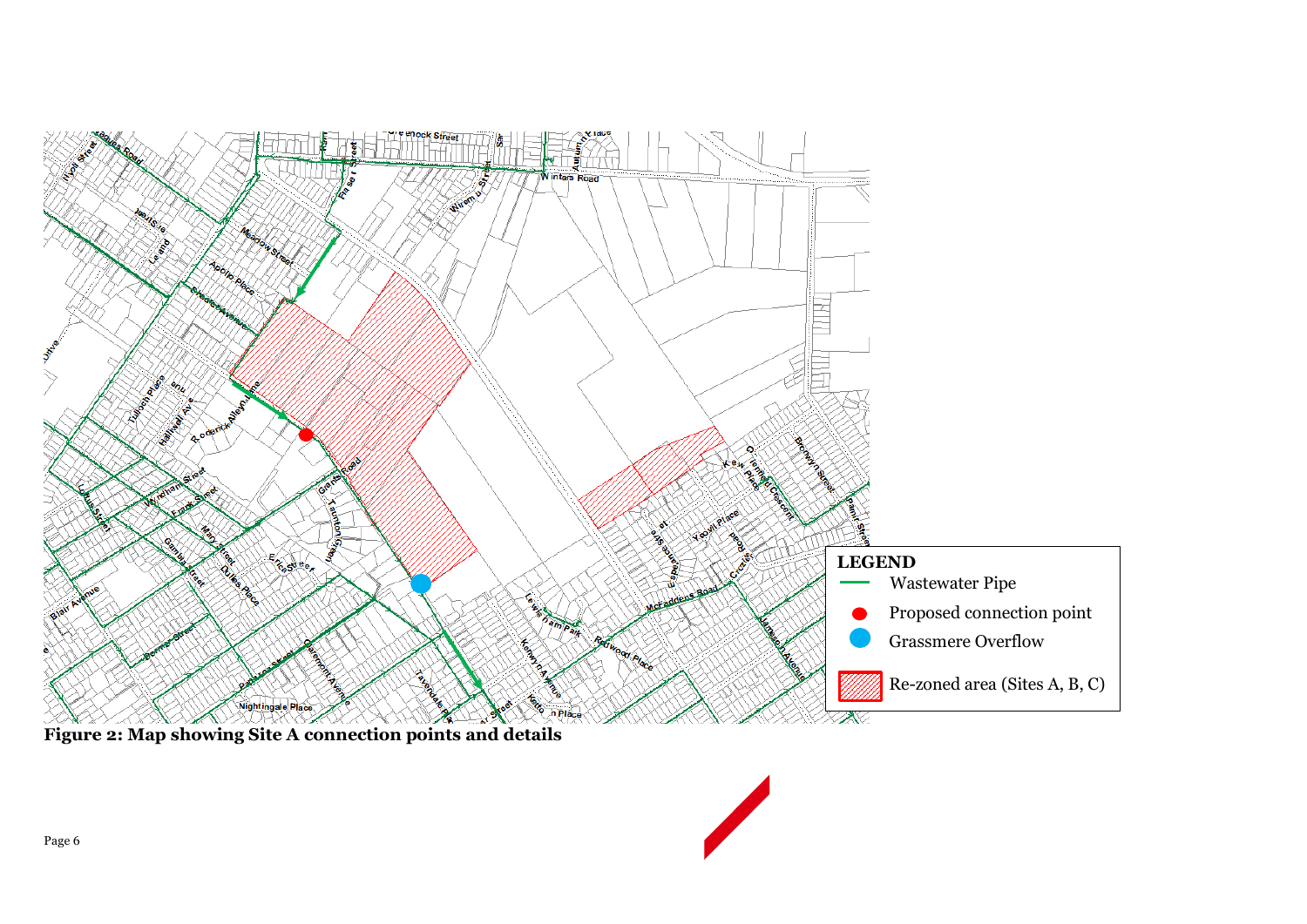**Figure 2: Map showing Site A connection points and details**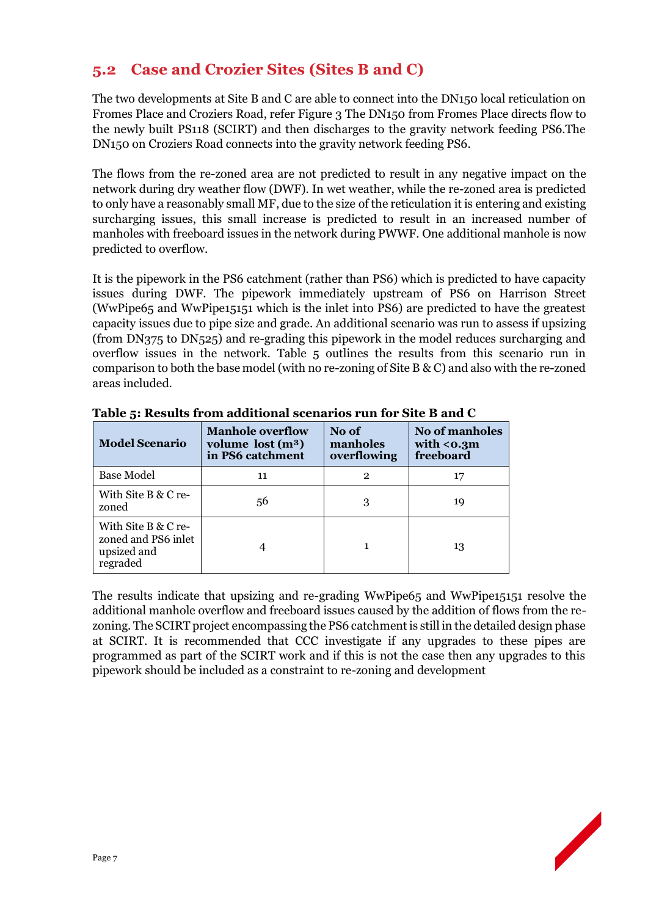## 5.2 Case and Crozier Sites (Sites B and C)

The two developments at Site B and C are able to connect into the DN150 local reticulation on Fromes Place and Croziers Road, refer Figure 3 The DN150 from Fromes Place directs flow to the newly built PS118 (SCIRT) and then discharges to the gravity network feeding PS6.The DN150 on Croziers Road connects into the gravity network feeding PS6.

The flows from the re-zoned area are not predicted to result in any negative impact on the network during dry weather flow (DWF). In wet weather, while the re-zoned area is predicted to only have a reasonably small MF, due to the size of the reticulation it is entering and existing surcharging issues, this small increase is predicted to result in an increased number of manholes with freeboard issues in the network during PWWF. One additional manhole is now predicted to overflow.

It is the pipework in the PS6 catchment (rather than PS6) which is predicted to have capacity issues during DWF. The pipework immediately upstream of PS6 on Harrison Street (WwPipe65 and WwPipe15151 which is the inlet into PS6) are predicted to have the greatest capacity issues due to pipe size and grade. An additional scenario was run to assess if upsizing (from DN375 to DN525) and re-grading this pipework in the model reduces surcharging and overflow issues in the network. Table 5 outlines the results from this scenario run in comparison to both the base model (with no re-zoning of Site B & C) and also with the re-zoned areas included.

**Table 5: Results from additional scenarios run for Site B and C**

| Model Scenario | Manhole overflow volume lost ($m^3$) in PS6 catchment | No of manholes overflowing | No of manholes with <0.3m freeboard |
|---|---|---|---|
| Base Model | 11 | 2 | 17 |
| With Site B & C re-zoned | 56 | 3 | 19 |
| With Site B & C re-zoned and PS6 inlet upsized and regraded | 4 | 1 | 13 |

The results indicate that upsizing and re-grading WwPipe65 and WwPipe15151 resolve the additional manhole overflow and freeboard issues caused by the addition of flows from the re-zoning. The SCIRT project encompassing the PS6 catchment is still in the detailed design phase at SCIRT. It is recommended that CCC investigate if any upgrades to these pipes are programmed as part of the SCIRT work and if this is not the case then any upgrades to this pipework should be included as a constraint to re-zoning and development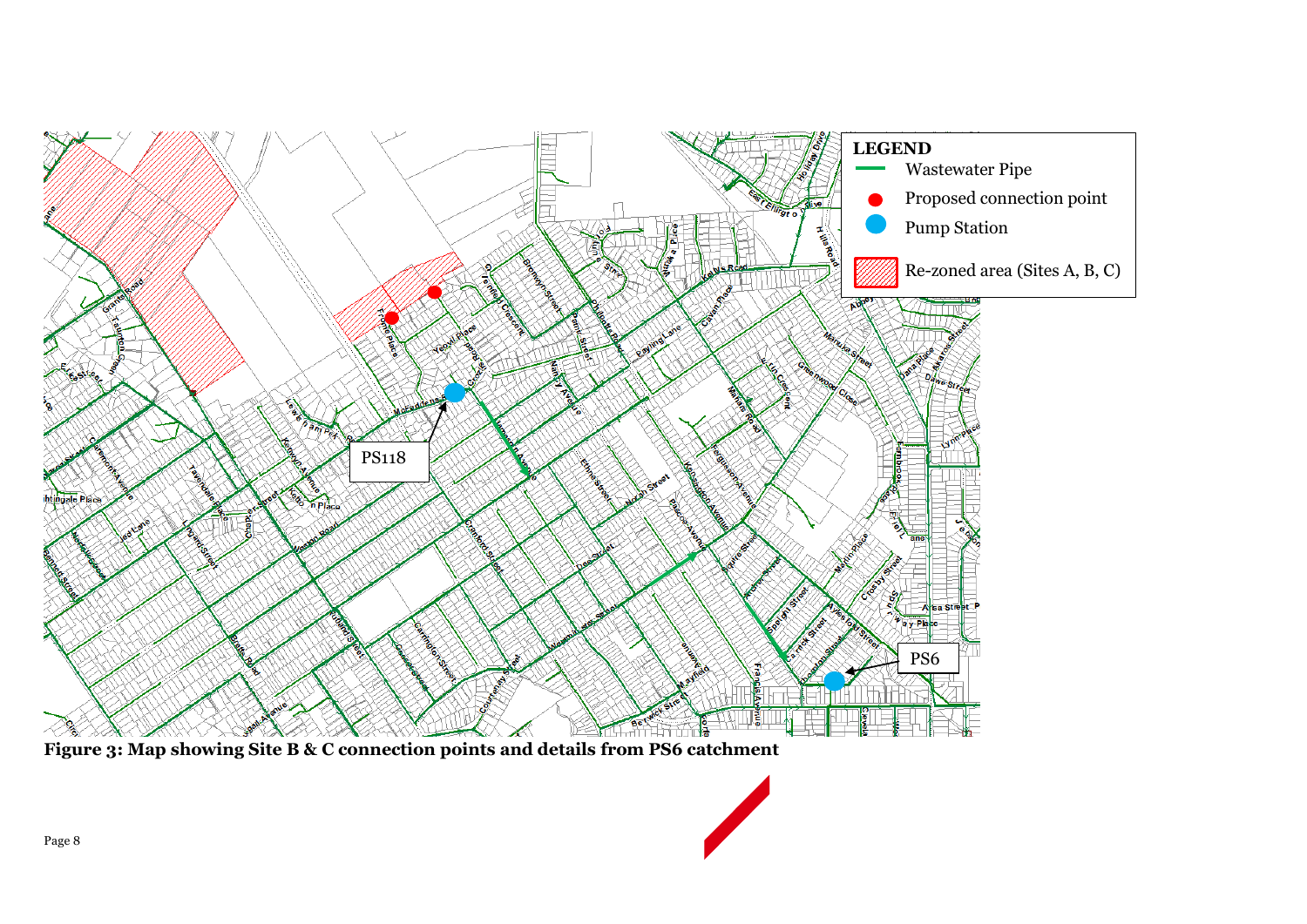**Figure 3: Map showing Site B & C connection points and details from PS6 catchment**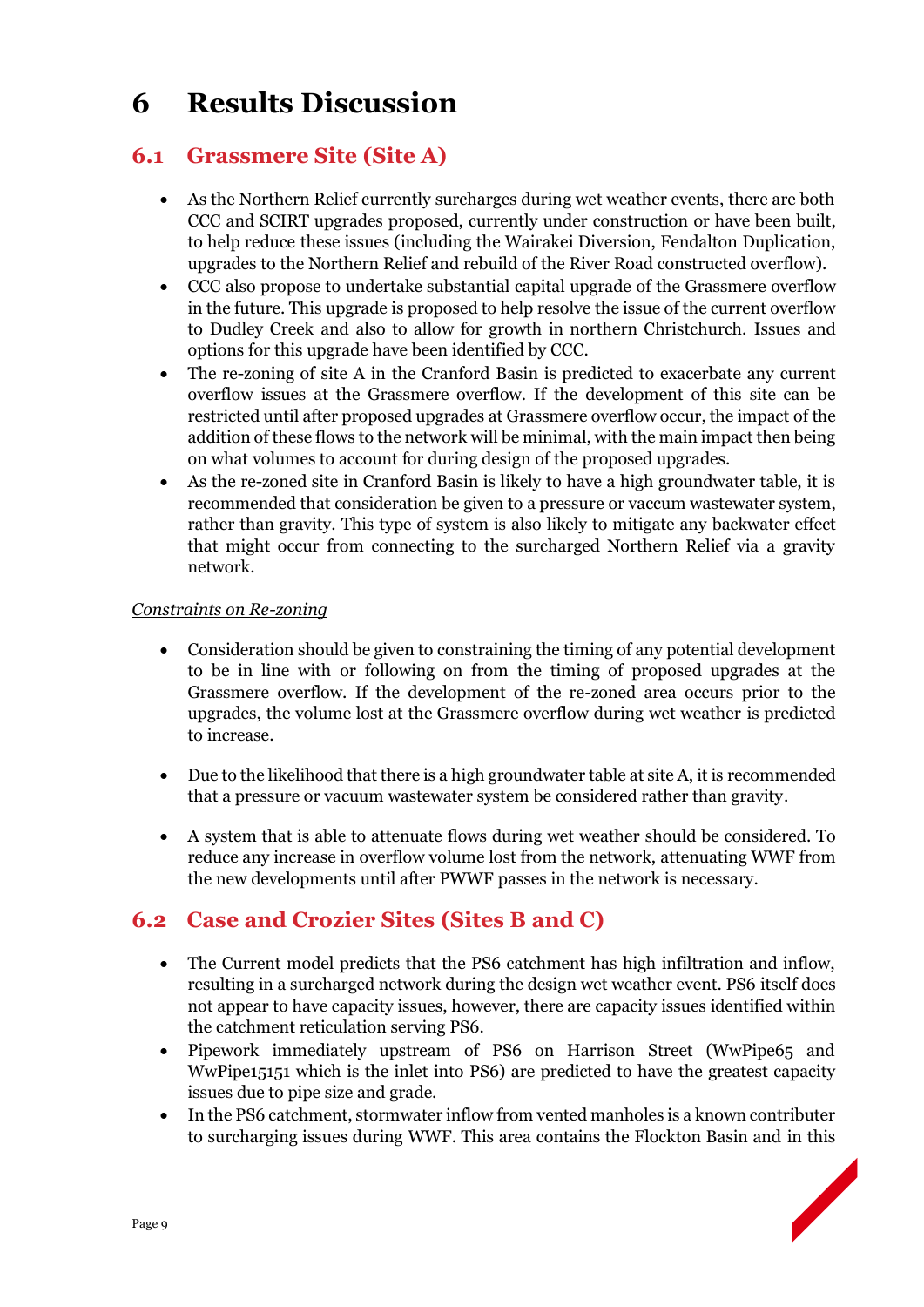# 6 Results Discussion

## 6.1 Grassmere Site (Site A)

- As the Northern Relief currently surcharges during wet weather events, there are both CCC and SCIRT upgrades proposed, currently under construction or have been built, to help reduce these issues (including the Wairakei Diversion, Fendalton Duplication, upgrades to the Northern Relief and rebuild of the River Road constructed overflow).
- CCC also propose to undertake substantial capital upgrade of the Grassmere overflow in the future. This upgrade is proposed to help resolve the issue of the current overflow to Dudley Creek and also to allow for growth in northern Christchurch. Issues and options for this upgrade have been identified by CCC.
- The re-zoning of site A in the Cranford Basin is predicted to exacerbate any current overflow issues at the Grassmere overflow. If the development of this site can be restricted until after proposed upgrades at Grassmere overflow occur, the impact of the addition of these flows to the network will be minimal, with the main impact then being on what volumes to account for during design of the proposed upgrades.
- As the re-zoned site in Cranford Basin is likely to have a high groundwater table, it is recommended that consideration be given to a pressure or vaccum wastewater system, rather than gravity. This type of system is also likely to mitigate any backwater effect that might occur from connecting to the surcharged Northern Relief via a gravity network.

*Constraints on Re-zoning*

- Consideration should be given to constraining the timing of any potential development to be in line with or following on from the timing of proposed upgrades at the Grassmere overflow. If the development of the re-zoned area occurs prior to the upgrades, the volume lost at the Grassmere overflow during wet weather is predicted to increase.
- Due to the likelihood that there is a high groundwater table at site A, it is recommended that a pressure or vacuum wastewater system be considered rather than gravity.
- A system that is able to attenuate flows during wet weather should be considered. To reduce any increase in overflow volume lost from the network, attenuating WWF from the new developments until after PWWF passes in the network is necessary.

## 6.2 Case and Crozier Sites (Sites B and C)

- The Current model predicts that the PS6 catchment has high infiltration and inflow, resulting in a surcharged network during the design wet weather event. PS6 itself does not appear to have capacity issues, however, there are capacity issues identified within the catchment reticulation serving PS6.
- Pipework immediately upstream of PS6 on Harrison Street (WwPipe65 and WwPipe15151 which is the inlet into PS6) are predicted to have the greatest capacity issues due to pipe size and grade.
- In the PS6 catchment, stormwater inflow from vented manholes is a known contributer to surcharging issues during WWF. This area contains the Flockton Basin and in this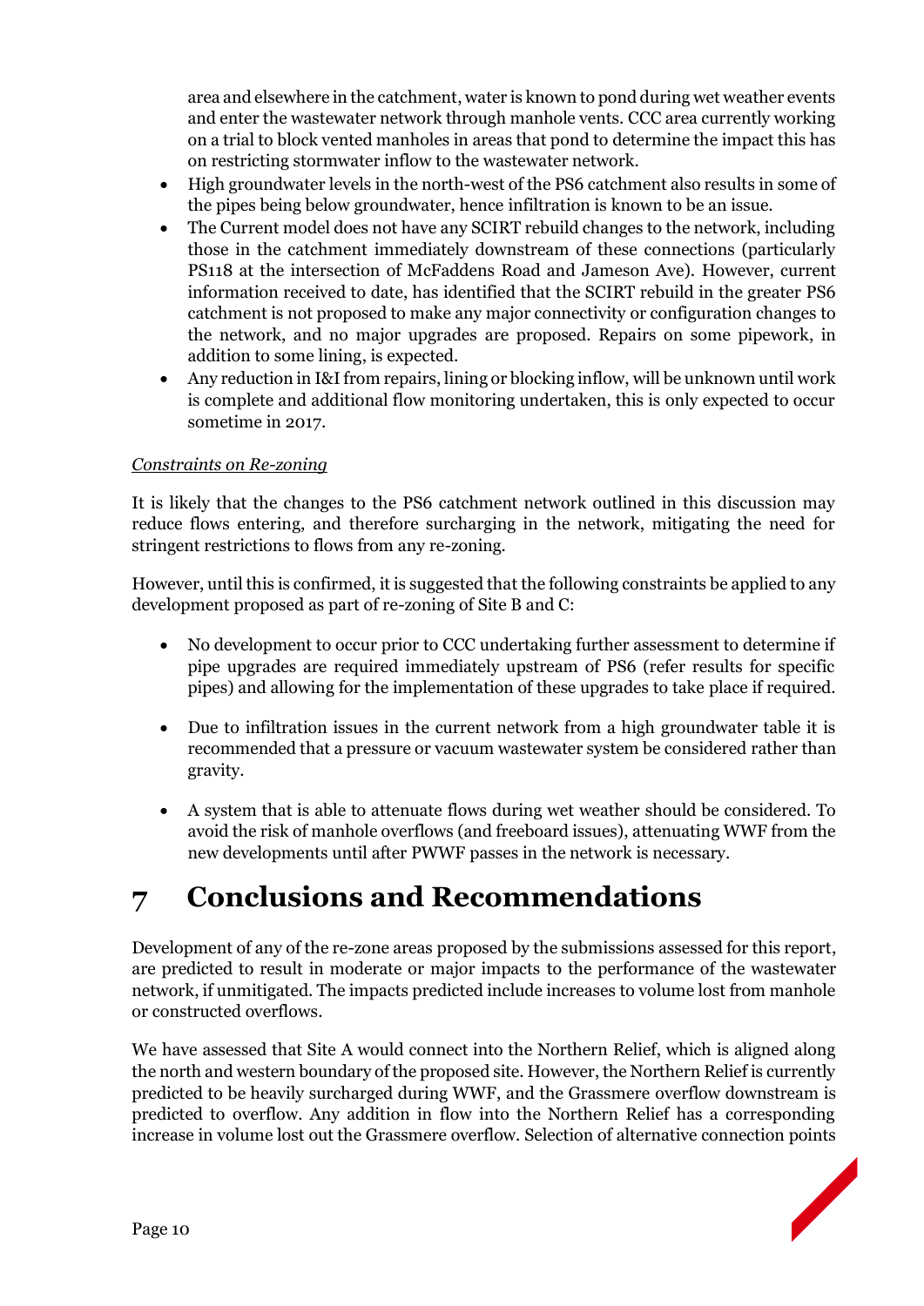area and elsewhere in the catchment, water is known to pond during wet weather events and enter the wastewater network through manhole vents. CCC area currently working on a trial to block vented manholes in areas that pond to determine the impact this has on restricting stormwater inflow to the wastewater network.

- High groundwater levels in the north-west of the PS6 catchment also results in some of the pipes being below groundwater, hence infiltration is known to be an issue.
- The Current model does not have any SCIRT rebuild changes to the network, including those in the catchment immediately downstream of these connections (particularly PS118 at the intersection of McFaddens Road and Jameson Ave). However, current information received to date, has identified that the SCIRT rebuild in the greater PS6 catchment is not proposed to make any major connectivity or configuration changes to the network, and no major upgrades are proposed. Repairs on some pipework, in addition to some lining, is expected.
- Any reduction in I&I from repairs, lining or blocking inflow, will be unknown until work is complete and additional flow monitoring undertaken, this is only expected to occur sometime in 2017.

*Constraints on Re-zoning*

It is likely that the changes to the PS6 catchment network outlined in this discussion may reduce flows entering, and therefore surcharging in the network, mitigating the need for stringent restrictions to flows from any re-zoning.

However, until this is confirmed, it is suggested that the following constraints be applied to any development proposed as part of re-zoning of Site B and C:

- No development to occur prior to CCC undertaking further assessment to determine if pipe upgrades are required immediately upstream of PS6 (refer results for specific pipes) and allowing for the implementation of these upgrades to take place if required.

- Due to infiltration issues in the current network from a high groundwater table it is recommended that a pressure or vacuum wastewater system be considered rather than gravity.

- A system that is able to attenuate flows during wet weather should be considered. To avoid the risk of manhole overflows (and freeboard issues), attenuating WWF from the new developments until after PWWF passes in the network is necessary.

# 7 Conclusions and Recommendations

Development of any of the re-zone areas proposed by the submissions assessed for this report, are predicted to result in moderate or major impacts to the performance of the wastewater network, if unmitigated. The impacts predicted include increases to volume lost from manhole or constructed overflows.

We have assessed that Site A would connect into the Northern Relief, which is aligned along the north and western boundary of the proposed site. However, the Northern Relief is currently predicted to be heavily surcharged during WWF, and the Grassmere overflow downstream is predicted to overflow. Any addition in flow into the Northern Relief has a corresponding increase in volume lost out the Grassmere overflow. Selection of alternative connection points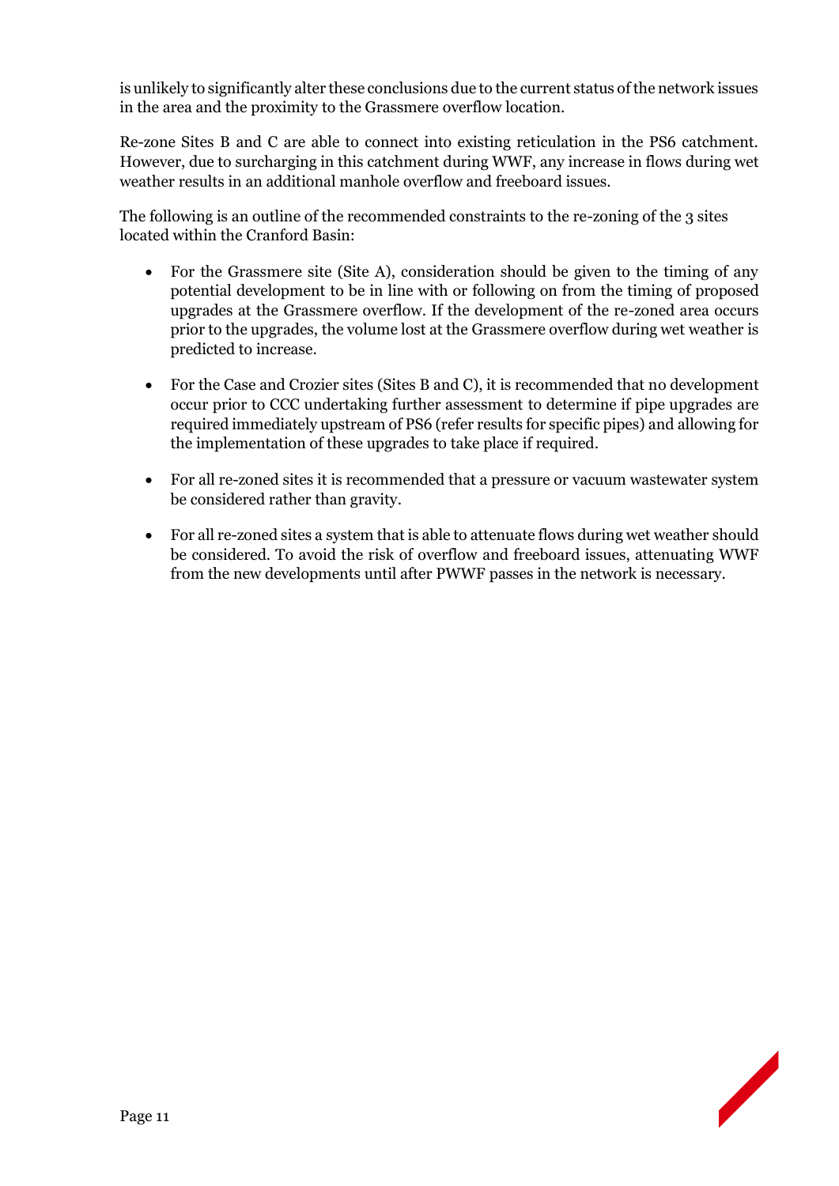is unlikely to significantly alter these conclusions due to the current status of the network issues in the area and the proximity to the Grassmere overflow location.

Re-zone Sites B and C are able to connect into existing reticulation in the PS6 catchment. However, due to surcharging in this catchment during WWF, any increase in flows during wet weather results in an additional manhole overflow and freeboard issues.

The following is an outline of the recommended constraints to the re-zoning of the 3 sites located within the Cranford Basin:

- For the Grassmere site (Site A), consideration should be given to the timing of any potential development to be in line with or following on from the timing of proposed upgrades at the Grassmere overflow. If the development of the re-zoned area occurs prior to the upgrades, the volume lost at the Grassmere overflow during wet weather is predicted to increase.
- For the Case and Crozier sites (Sites B and C), it is recommended that no development occur prior to CCC undertaking further assessment to determine if pipe upgrades are required immediately upstream of PS6 (refer results for specific pipes) and allowing for the implementation of these upgrades to take place if required.
- For all re-zoned sites it is recommended that a pressure or vacuum wastewater system be considered rather than gravity.
- For all re-zoned sites a system that is able to attenuate flows during wet weather should be considered. To avoid the risk of overflow and freeboard issues, attenuating WWF from the new developments until after PWWF passes in the network is necessary.